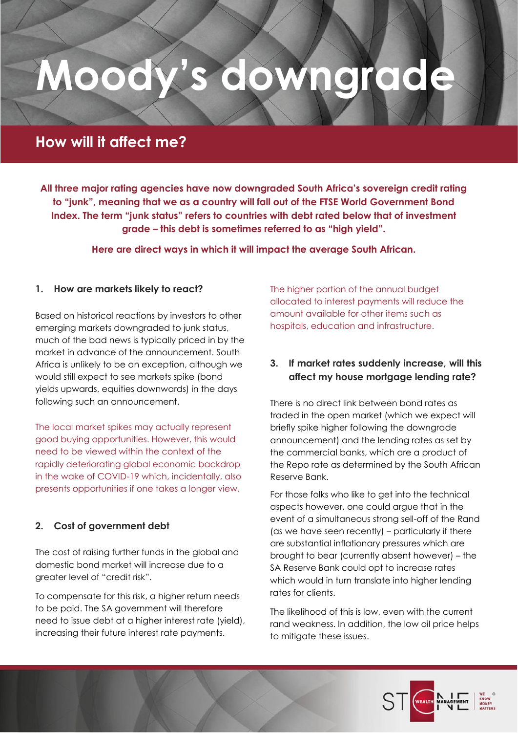# Moody's downgrade

## How will it affect me?

**All three major rating agencies have now downgraded South Africa's sovereign credit rating to "junk", meaning that we as a country will fall out of the FTSE World Government Bond Index. The term "junk status" refers to countries with debt rated below that of investment grade – this debt is sometimes referred to as "high yield".**

**Here are direct ways in which it will impact the average South African.**

### 1. How are markets likely to react?

Based on historical reactions by investors to other emerging markets downgraded to junk status, much of the bad news is typically priced in by the market in advance of the announcement. South Africa is unlikely to be an exception, although we would still expect to see markets spike (bond yields upwards, equities downwards) in the days following such an announcement.

The local market spikes may actually represent good buying opportunities. However, this would need to be viewed within the context of the rapidly deteriorating global economic backdrop in the wake of COVID-19 which, incidentally, also presents opportunities if one takes a longer view.

### 2. Cost of government debt

The cost of raising further funds in the global and domestic bond market will increase due to a greater level of "credit risk".

To compensate for this risk, a higher return needs to be paid. The SA government will therefore need to issue debt at a higher interest rate (yield), increasing their future interest rate payments.

The higher portion of the annual budget allocated to interest payments will reduce the amount available for other items such as hospitals, education and infrastructure.

### 3. If market rates suddenly increase, will this affect my house mortgage lending rate?

There is no direct link between bond rates as traded in the open market (which we expect will briefly spike higher following the downgrade announcement) and the lending rates as set by the commercial banks, which are a product of the Repo rate as determined by the South African Reserve Bank.

For those folks who like to get into the technical aspects however, one could argue that in the event of a simultaneous strong sell-off of the Rand (as we have seen recently) – particularly if there are substantial inflationary pressures which are brought to bear (currently absent however) – the SA Reserve Bank could opt to increase rates which would in turn translate into higher lending rates for clients.

The likelihood of this is low, even with the current rand weakness. In addition, the low oil price helps to mitigate these issues.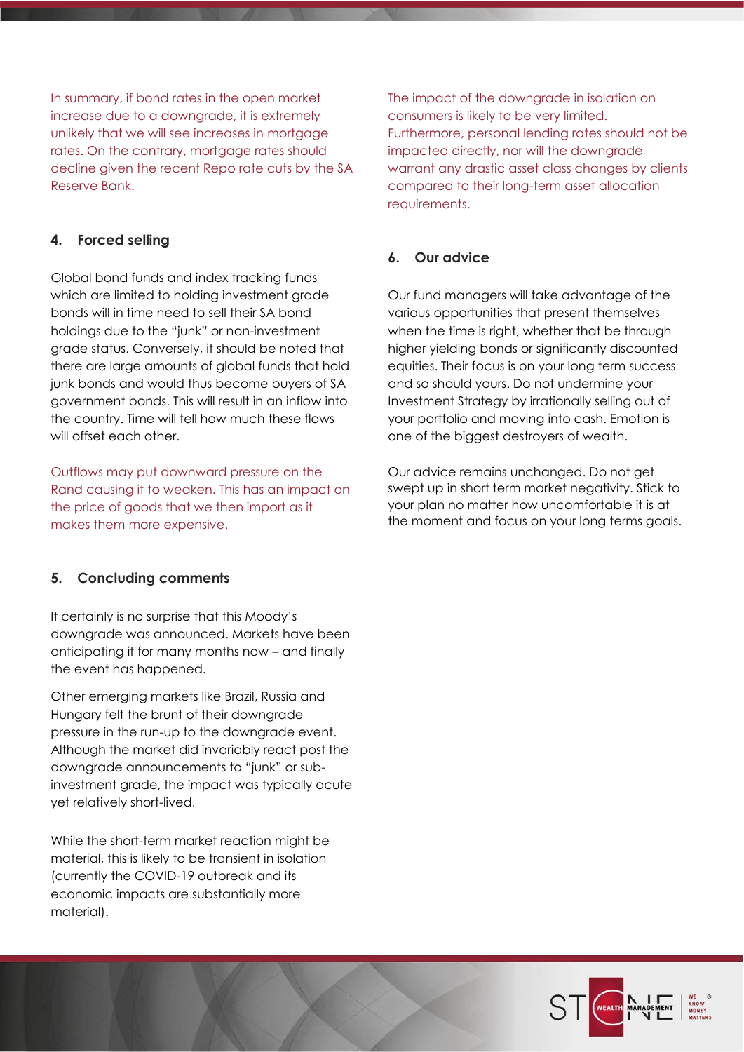In summary, if bond rates in the open market increase due to a downgrade, it is extremely unlikely that we will see increases in mortgage rates. On the contrary, mortgage rates should decline given the recent Repo rate cuts by the SA Reserve Bank.

## 4. Forced selling

Global bond funds and index tracking funds which are limited to holding investment grade bonds will in time need to sell their SA bond holdings due to the "junk" or non-investment grade status. Conversely, it should be noted that there are large amounts of global funds that hold junk bonds and would thus become buyers of SA government bonds. This will result in an inflow into the country. Time will tell how much these flows will offset each other.

Outflows may put downward pressure on the Rand causing it to weaken. This has an impact on the price of goods that we then import as it makes them more expensive.

## 5. Concluding comments

It certainly is no surprise that this Moody's downgrade was announced. Markets have been anticipating it for many months now – and finally the event has happened.

Other emerging markets like Brazil, Russia and Hungary felt the brunt of their downgrade pressure in the run-up to the downgrade event. Although the market did invariably react post the downgrade announcements to "junk" or sub-investment grade, the impact was typically acute yet relatively short-lived.

While the short-term market reaction might be material, this is likely to be transient in isolation (currently the COVID-19 outbreak and its economic impacts are substantially more material).

The impact of the downgrade in isolation on consumers is likely to be very limited. Furthermore, personal lending rates should not be impacted directly, nor will the downgrade warrant any drastic asset class changes by clients compared to their long-term asset allocation requirements.

## 6. Our advice

Our fund managers will take advantage of the various opportunities that present themselves when the time is right, whether that be through higher yielding bonds or significantly discounted equities. Their focus is on your long term success and so should yours. Do not undermine your Investment Strategy by irrationally selling out of your portfolio and moving into cash. Emotion is one of the biggest destroyers of wealth.

Our advice remains unchanged. Do not get swept up in short term market negativity. Stick to your plan no matter how uncomfortable it is at the moment and focus on your long terms goals.